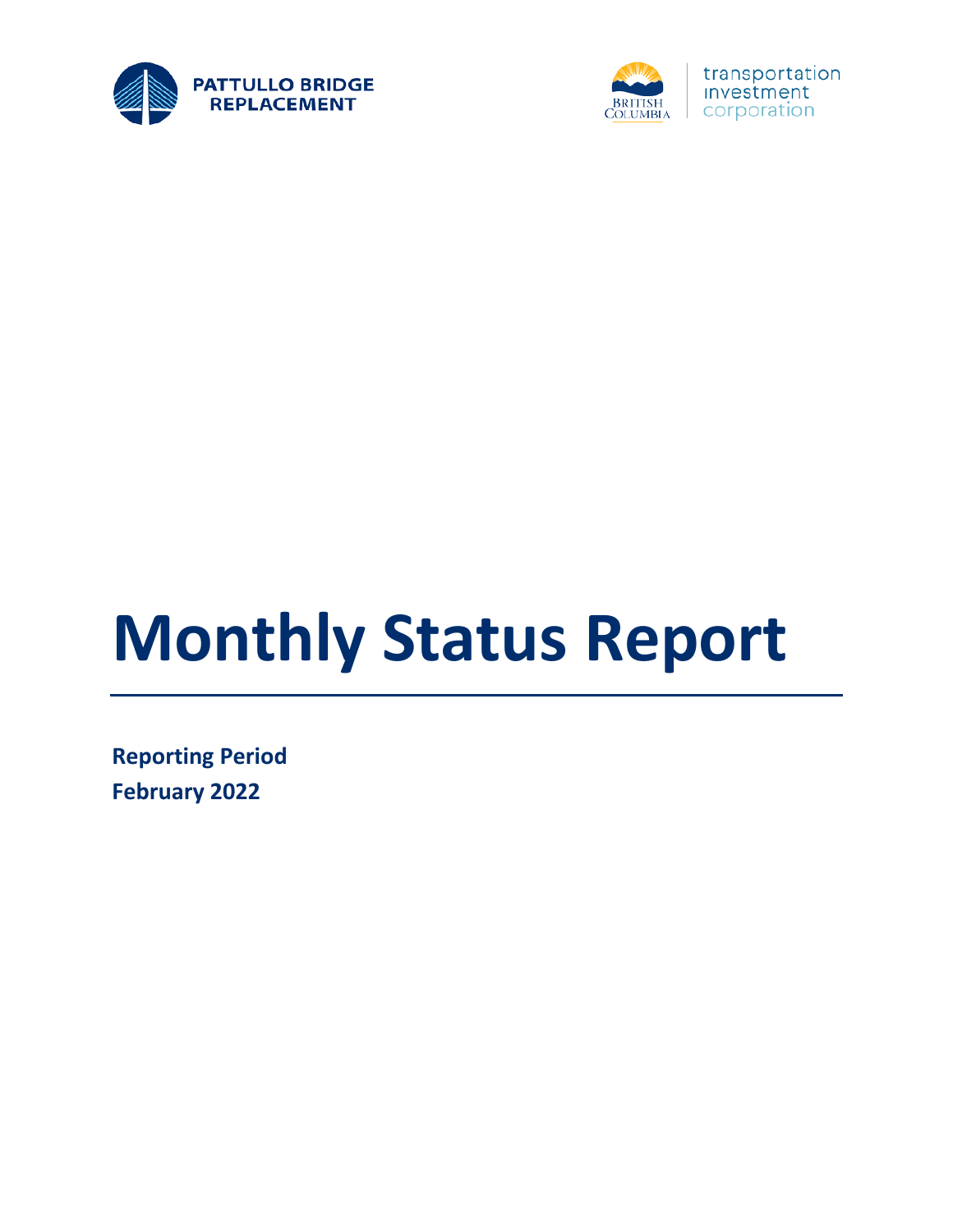PATTULLO BRIDGE REPLACEMENT

transportation investment corporation

# Monthly Status Report

**Reporting Period**
**February 2022**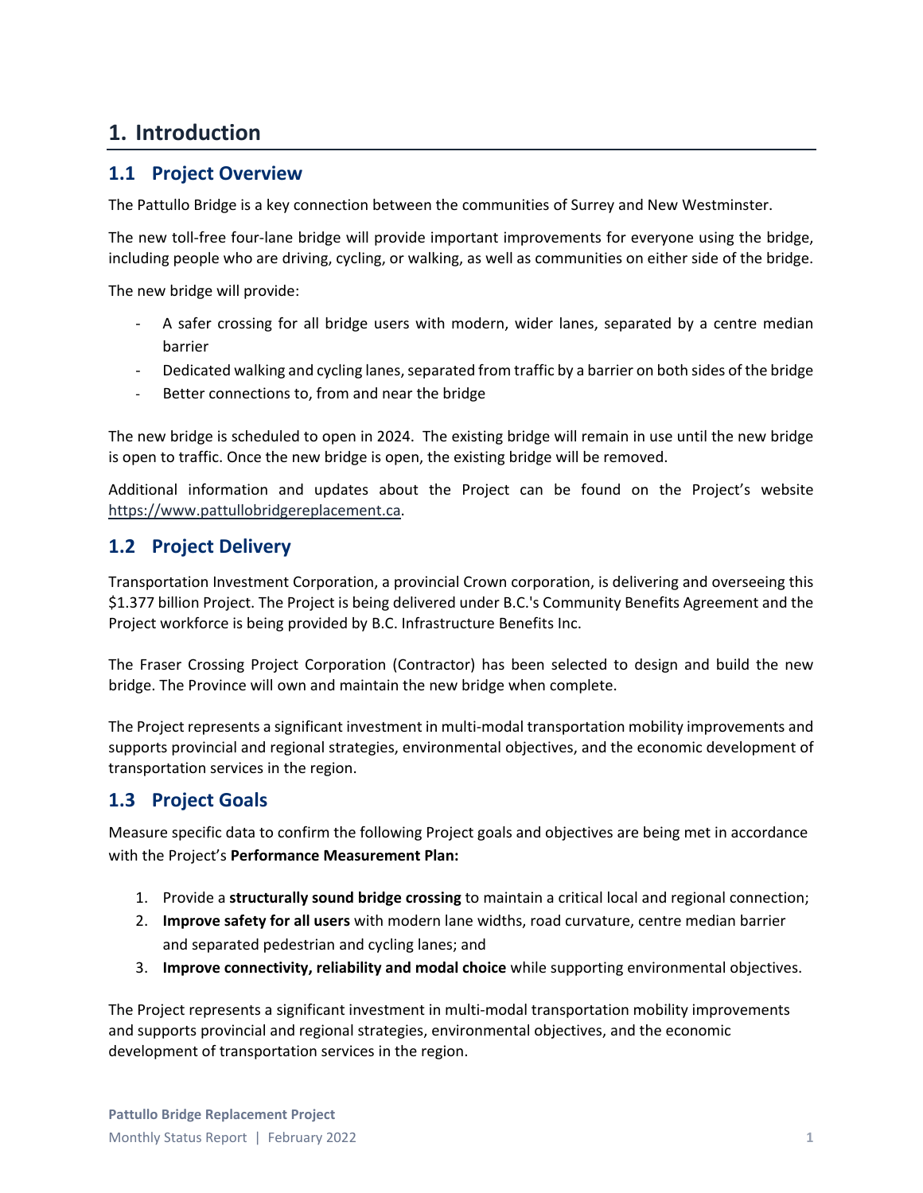# 1. Introduction

## 1.1 Project Overview

The Pattullo Bridge is a key connection between the communities of Surrey and New Westminster.

The new toll-free four-lane bridge will provide important improvements for everyone using the bridge, including people who are driving, cycling, or walking, as well as communities on either side of the bridge.

The new bridge will provide:

- A safer crossing for all bridge users with modern, wider lanes, separated by a centre median barrier
- Dedicated walking and cycling lanes, separated from traffic by a barrier on both sides of the bridge
- Better connections to, from and near the bridge

The new bridge is scheduled to open in 2024. The existing bridge will remain in use until the new bridge is open to traffic. Once the new bridge is open, the existing bridge will be removed.

Additional information and updates about the Project can be found on the Project's website https://www.pattullobridgereplacement.ca.

## 1.2 Project Delivery

Transportation Investment Corporation, a provincial Crown corporation, is delivering and overseeing this $1.377 billion Project. The Project is being delivered under B.C.'s Community Benefits Agreement and the Project workforce is being provided by B.C. Infrastructure Benefits Inc.

The Fraser Crossing Project Corporation (Contractor) has been selected to design and build the new bridge. The Province will own and maintain the new bridge when complete.

The Project represents a significant investment in multi-modal transportation mobility improvements and supports provincial and regional strategies, environmental objectives, and the economic development of transportation services in the region.

## 1.3 Project Goals

Measure specific data to confirm the following Project goals and objectives are being met in accordance with the Project's **Performance Measurement Plan:**

1. Provide a **structurally sound bridge crossing** to maintain a critical local and regional connection;
2. **Improve safety for all users** with modern lane widths, road curvature, centre median barrier and separated pedestrian and cycling lanes; and
3. **Improve connectivity, reliability and modal choice** while supporting environmental objectives.

The Project represents a significant investment in multi-modal transportation mobility improvements and supports provincial and regional strategies, environmental objectives, and the economic development of transportation services in the region.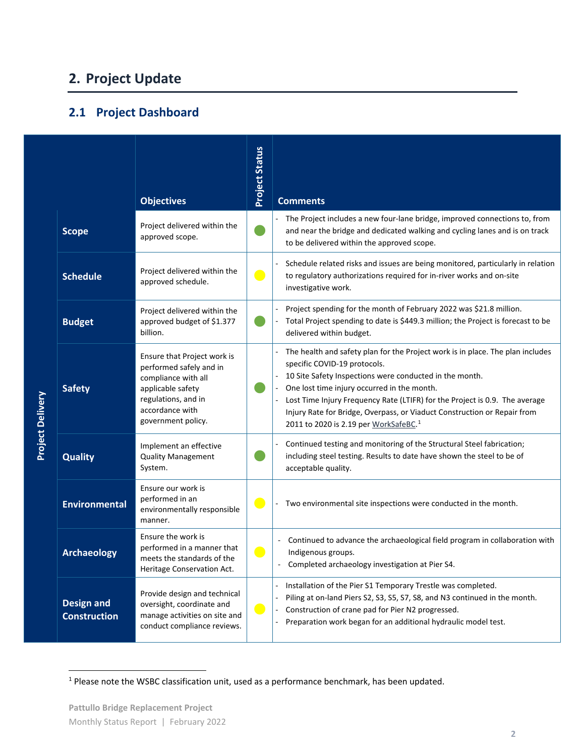# 2. Project Update

## 2.1 Project Dashboard

| Project Delivery | Objectives | Project Status | Comments |
|---|---|---|---|
| **Scope** | Project delivered within the approved scope. | Green | - The Project includes a new four-lane bridge, improved connections to, from and near the bridge and dedicated walking and cycling lanes and is on track to be delivered within the approved scope. |
| **Schedule** | Project delivered within the approved schedule. | Yellow | - Schedule related risks and issues are being monitored, particularly in relation to regulatory authorizations required for in-river works and on-site investigative work. |
| **Budget** | Project delivered within the approved budget of $1.377 billion. | Green | - Project spending for the month of February 2022 was $21.8 million.<br>- Total Project spending to date is $449.3 million; the Project is forecast to be delivered within budget. |
| **Safety** | Ensure that Project work is performed safely and in compliance with all applicable safety regulations, and in accordance with government policy. | Green | - The health and safety plan for the Project work is in place. The plan includes specific COVID-19 protocols.<br>- 10 Site Safety Inspections were conducted in the month.<br>- One lost time injury occurred in the month.<br>- Lost Time Injury Frequency Rate (LTIFR) for the Project is 0.9. The average Injury Rate for Bridge, Overpass, or Viaduct Construction or Repair from 2011 to 2020 is 2.19 per WorkSafeBC.[1] |
| **Quality** | Implement an effective Quality Management System. | Green | - Continued testing and monitoring of the Structural Steel fabrication; including steel testing. Results to date have shown the steel to be of acceptable quality. |
| **Environmental** | Ensure our work is performed in an environmentally responsible manner. | Yellow | - Two environmental site inspections were conducted in the month. |
| **Archaeology** | Ensure the work is performed in a manner that meets the standards of the Heritage Conservation Act. | Yellow | - Continued to advance the archaeological field program in collaboration with Indigenous groups.<br>- Completed archaeology investigation at Pier S4. |
| **Design and Construction** | Provide design and technical oversight, coordinate and manage activities on site and conduct compliance reviews. | Yellow | - Installation of the Pier S1 Temporary Trestle was completed.<br>- Piling at on-land Piers S2, S3, S5, S7, S8, and N3 continued in the month.<br>- Construction of crane pad for Pier N2 progressed.<br>- Preparation work began for an additional hydraulic model test. |

[1] Please note the WSBC classification unit, used as a performance benchmark, has been updated.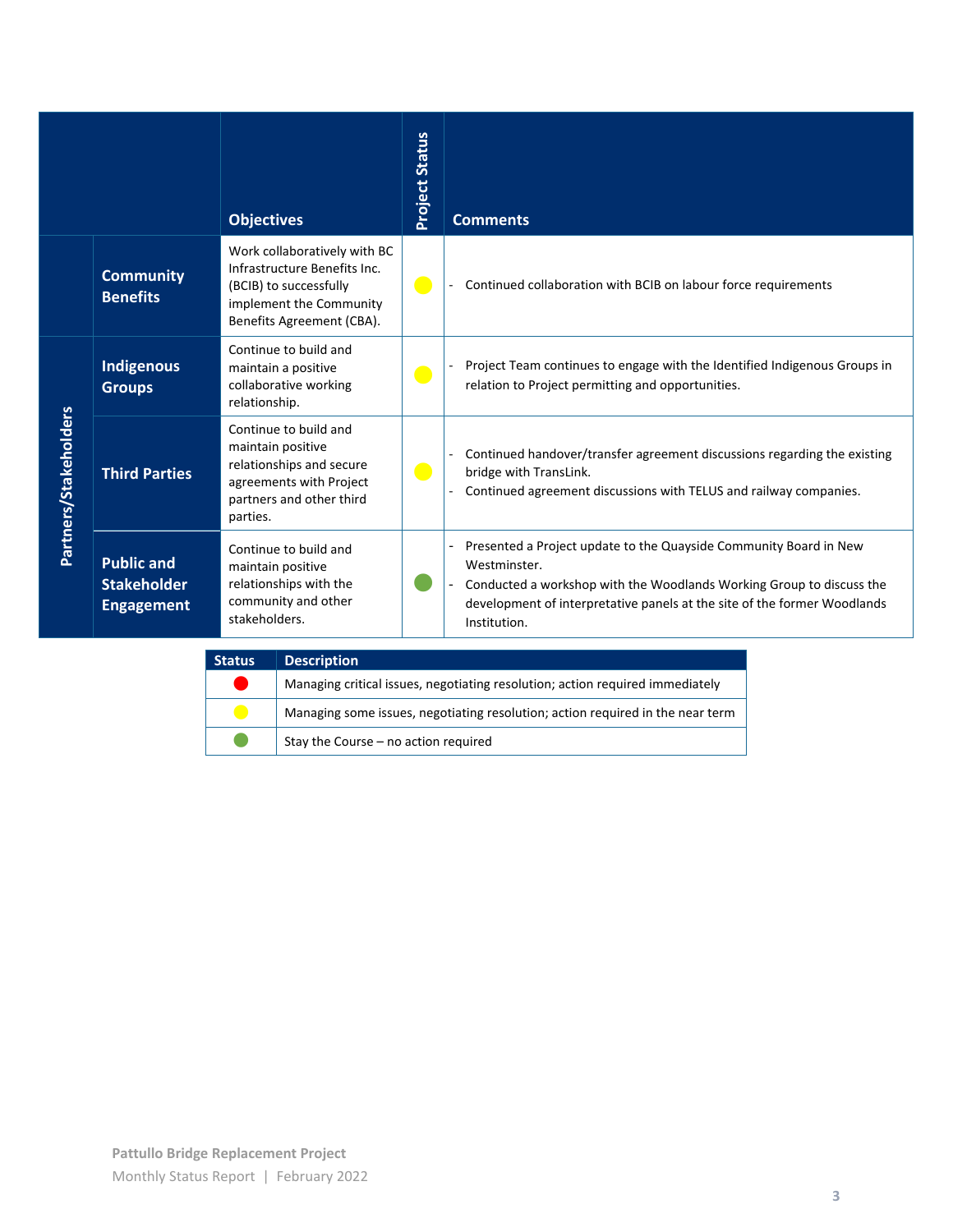| | | Objectives | Project Status | Comments |
|---|---|---|---|---|
| | **Community Benefits** | Work collaboratively with BC Infrastructure Benefits Inc. (BCIB) to successfully implement the Community Benefits Agreement (CBA). | 🟡 | - Continued collaboration with BCIB on labour force requirements |
| **Partners/Stakeholders** | **Indigenous Groups** | Continue to build and maintain a positive collaborative working relationship. | 🟡 | - Project Team continues to engage with the Identified Indigenous Groups in relation to Project permitting and opportunities. |
| | **Third Parties** | Continue to build and maintain positive relationships and secure agreements with Project partners and other third parties. | 🟡 | - Continued handover/transfer agreement discussions regarding the existing bridge with TransLink.<br>- Continued agreement discussions with TELUS and railway companies. |
| | **Public and Stakeholder Engagement** | Continue to build and maintain positive relationships with the community and other stakeholders. | 🟢 | - Presented a Project update to the Quayside Community Board in New Westminster.<br>- Conducted a workshop with the Woodlands Working Group to discuss the development of interpretative panels at the site of the former Woodlands Institution. |

| Status | Description |
|---|---|
| 🔴 | Managing critical issues, negotiating resolution; action required immediately |
| 🟡 | Managing some issues, negotiating resolution; action required in the near term |
| 🟢 | Stay the Course – no action required |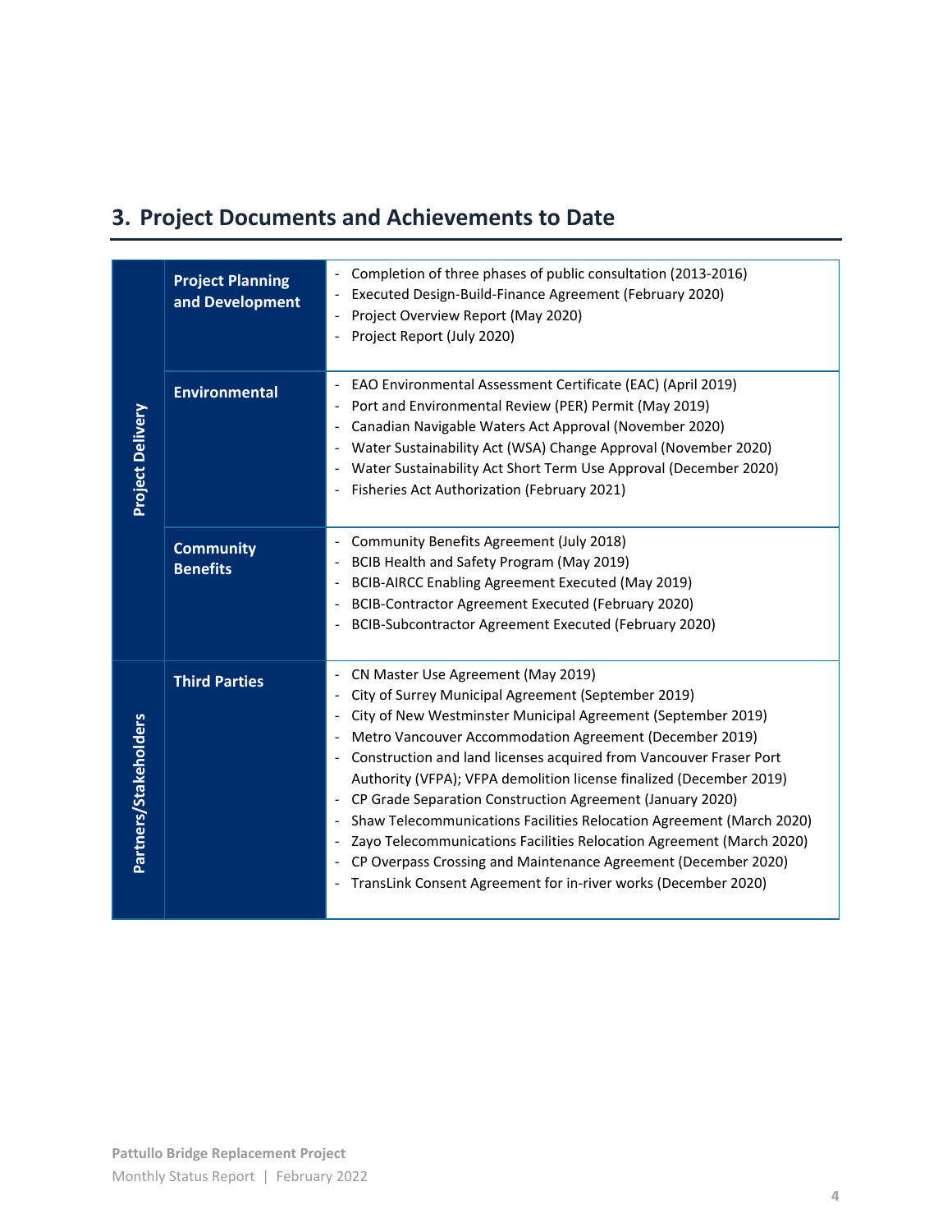## 3. Project Documents and Achievements to Date

| | | |
|---|---|---|
| **Project Delivery** | **Project Planning and Development** | - Completion of three phases of public consultation (2013-2016)<br>- Executed Design-Build-Finance Agreement (February 2020)<br>- Project Overview Report (May 2020)<br>- Project Report (July 2020) |
| | **Environmental** | - EAO Environmental Assessment Certificate (EAC) (April 2019)<br>- Port and Environmental Review (PER) Permit (May 2019)<br>- Canadian Navigable Waters Act Approval (November 2020)<br>- Water Sustainability Act (WSA) Change Approval (November 2020)<br>- Water Sustainability Act Short Term Use Approval (December 2020)<br>- Fisheries Act Authorization (February 2021) |
| | **Community Benefits** | - Community Benefits Agreement (July 2018)<br>- BCIB Health and Safety Program (May 2019)<br>- BCIB-AIRCC Enabling Agreement Executed (May 2019)<br>- BCIB-Contractor Agreement Executed (February 2020)<br>- BCIB-Subcontractor Agreement Executed (February 2020) |
| **Partners/Stakeholders** | **Third Parties** | - CN Master Use Agreement (May 2019)<br>- City of Surrey Municipal Agreement (September 2019)<br>- City of New Westminster Municipal Agreement (September 2019)<br>- Metro Vancouver Accommodation Agreement (December 2019)<br>- Construction and land licenses acquired from Vancouver Fraser Port Authority (VFPA); VFPA demolition license finalized (December 2019)<br>- CP Grade Separation Construction Agreement (January 2020)<br>- Shaw Telecommunications Facilities Relocation Agreement (March 2020)<br>- Zayo Telecommunications Facilities Relocation Agreement (March 2020)<br>- CP Overpass Crossing and Maintenance Agreement (December 2020)<br>- TransLink Consent Agreement for in-river works (December 2020) |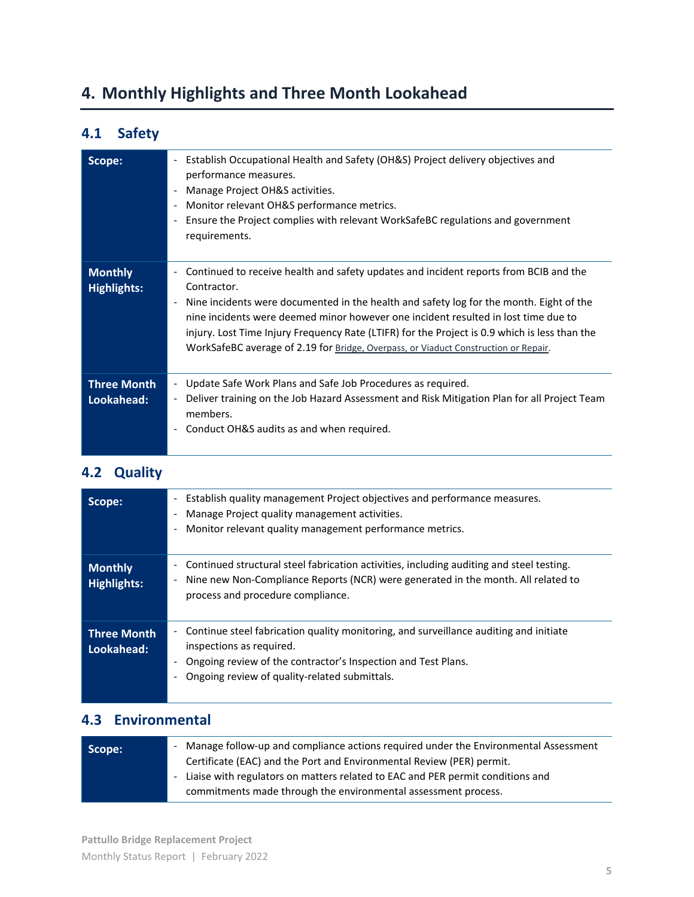# 4. Monthly Highlights and Three Month Lookahead

## 4.1 Safety

| | |
|---|---|
| **Scope:** | - Establish Occupational Health and Safety (OH&S) Project delivery objectives and performance measures.<br>- Manage Project OH&S activities.<br>- Monitor relevant OH&S performance metrics.<br>- Ensure the Project complies with relevant WorkSafeBC regulations and government requirements. |
| **Monthly Highlights:** | - Continued to receive health and safety updates and incident reports from BCIB and the Contractor.<br>- Nine incidents were documented in the health and safety log for the month. Eight of the nine incidents were deemed minor however one incident resulted in lost time due to injury. Lost Time Injury Frequency Rate (LTIFR) for the Project is 0.9 which is less than the WorkSafeBC average of 2.19 for Bridge, Overpass, or Viaduct Construction or Repair. |
| **Three Month Lookahead:** | - Update Safe Work Plans and Safe Job Procedures as required.<br>- Deliver training on the Job Hazard Assessment and Risk Mitigation Plan for all Project Team members.<br>- Conduct OH&S audits as and when required. |

## 4.2 Quality

| | |
|---|---|
| **Scope:** | - Establish quality management Project objectives and performance measures.<br>- Manage Project quality management activities.<br>- Monitor relevant quality management performance metrics. |
| **Monthly Highlights:** | - Continued structural steel fabrication activities, including auditing and steel testing.<br>- Nine new Non-Compliance Reports (NCR) were generated in the month. All related to process and procedure compliance. |
| **Three Month Lookahead:** | - Continue steel fabrication quality monitoring, and surveillance auditing and initiate inspections as required.<br>- Ongoing review of the contractor's Inspection and Test Plans.<br>- Ongoing review of quality-related submittals. |

## 4.3 Environmental

| | |
|---|---|
| **Scope:** | - Manage follow-up and compliance actions required under the Environmental Assessment Certificate (EAC) and the Port and Environmental Review (PER) permit.<br>- Liaise with regulators on matters related to EAC and PER permit conditions and commitments made through the environmental assessment process. |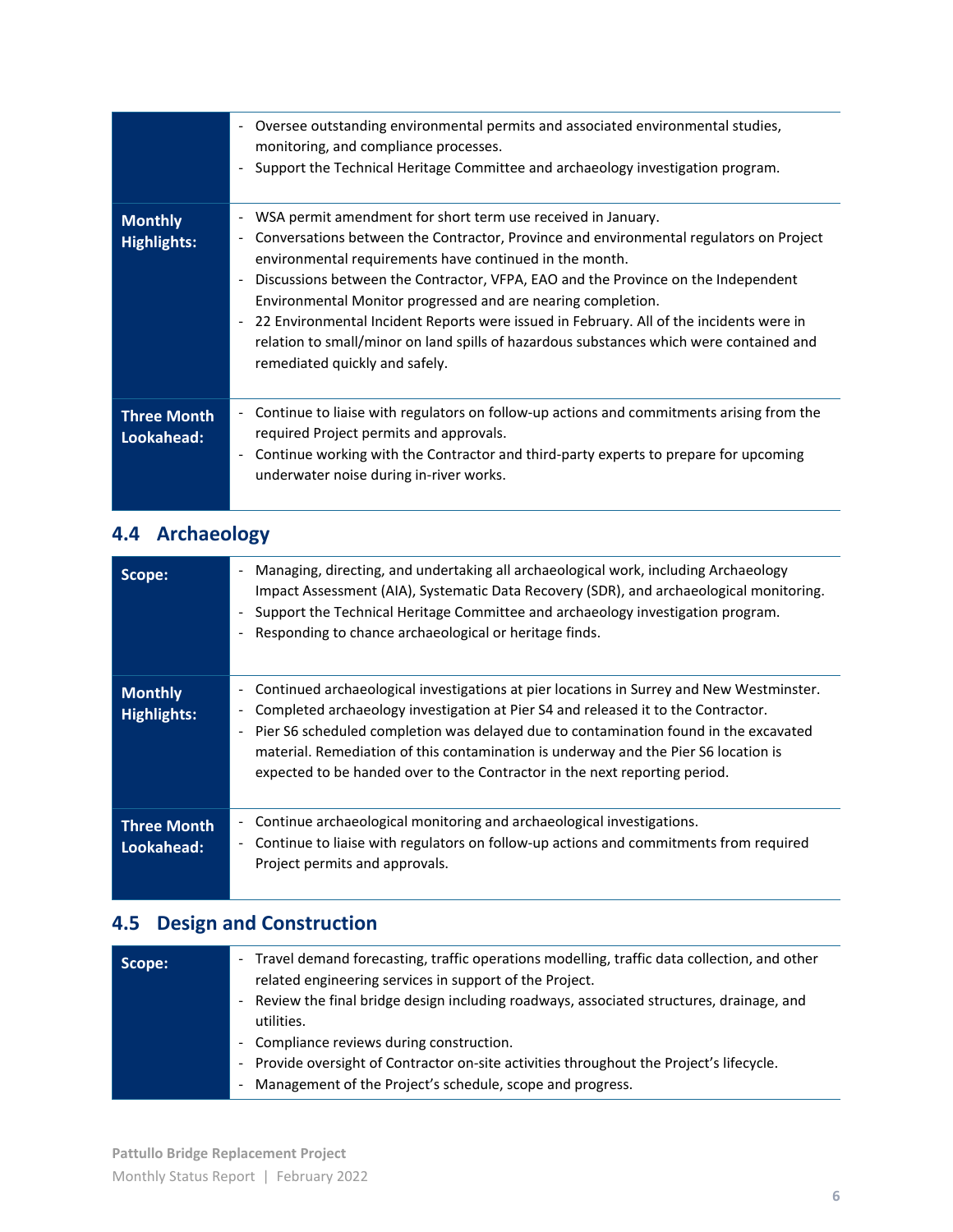| | |
|---|---|
| | - Oversee outstanding environmental permits and associated environmental studies, monitoring, and compliance processes.<br>- Support the Technical Heritage Committee and archaeology investigation program. |
| **Monthly Highlights:** | - WSA permit amendment for short term use received in January.<br>- Conversations between the Contractor, Province and environmental regulators on Project environmental requirements have continued in the month.<br>- Discussions between the Contractor, VFPA, EAO and the Province on the Independent Environmental Monitor progressed and are nearing completion.<br>- 22 Environmental Incident Reports were issued in February. All of the incidents were in relation to small/minor on land spills of hazardous substances which were contained and remediated quickly and safely. |
| **Three Month Lookahead:** | - Continue to liaise with regulators on follow-up actions and commitments arising from the required Project permits and approvals.<br>- Continue working with the Contractor and third-party experts to prepare for upcoming underwater noise during in-river works. |

## 4.4 Archaeology

| | |
|---|---|
| **Scope:** | - Managing, directing, and undertaking all archaeological work, including Archaeology Impact Assessment (AIA), Systematic Data Recovery (SDR), and archaeological monitoring.<br>- Support the Technical Heritage Committee and archaeology investigation program.<br>- Responding to chance archaeological or heritage finds. |
| **Monthly Highlights:** | - Continued archaeological investigations at pier locations in Surrey and New Westminster.<br>- Completed archaeology investigation at Pier S4 and released it to the Contractor.<br>- Pier S6 scheduled completion was delayed due to contamination found in the excavated material. Remediation of this contamination is underway and the Pier S6 location is expected to be handed over to the Contractor in the next reporting period. |
| **Three Month Lookahead:** | - Continue archaeological monitoring and archaeological investigations.<br>- Continue to liaise with regulators on follow-up actions and commitments from required Project permits and approvals. |

## 4.5 Design and Construction

| | |
|---|---|
| **Scope:** | - Travel demand forecasting, traffic operations modelling, traffic data collection, and other related engineering services in support of the Project.<br>- Review the final bridge design including roadways, associated structures, drainage, and utilities.<br>- Compliance reviews during construction.<br>- Provide oversight of Contractor on-site activities throughout the Project's lifecycle.<br>- Management of the Project's schedule, scope and progress. |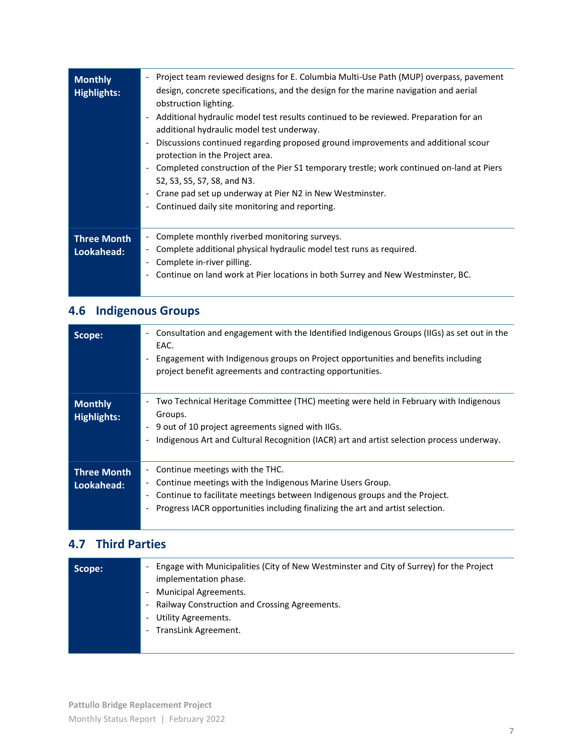| | |
|---|---|
| **Monthly Highlights:** | - Project team reviewed designs for E. Columbia Multi-Use Path (MUP) overpass, pavement design, concrete specifications, and the design for the marine navigation and aerial obstruction lighting.<br>- Additional hydraulic model test results continued to be reviewed. Preparation for an additional hydraulic model test underway.<br>- Discussions continued regarding proposed ground improvements and additional scour protection in the Project area.<br>- Completed construction of the Pier S1 temporary trestle; work continued on-land at Piers S2, S3, S5, S7, S8, and N3.<br>- Crane pad set up underway at Pier N2 in New Westminster.<br>- Continued daily site monitoring and reporting. |
| **Three Month Lookahead:** | - Complete monthly riverbed monitoring surveys.<br>- Complete additional physical hydraulic model test runs as required.<br>- Complete in-river pilling.<br>- Continue on land work at Pier locations in both Surrey and New Westminster, BC. |

## 4.6 Indigenous Groups

| | |
|---|---|
| **Scope:** | - Consultation and engagement with the Identified Indigenous Groups (IIGs) as set out in the EAC.<br>- Engagement with Indigenous groups on Project opportunities and benefits including project benefit agreements and contracting opportunities. |
| **Monthly Highlights:** | - Two Technical Heritage Committee (THC) meeting were held in February with Indigenous Groups.<br>- 9 out of 10 project agreements signed with IIGs.<br>- Indigenous Art and Cultural Recognition (IACR) art and artist selection process underway. |
| **Three Month Lookahead:** | - Continue meetings with the THC.<br>- Continue meetings with the Indigenous Marine Users Group.<br>- Continue to facilitate meetings between Indigenous groups and the Project.<br>- Progress IACR opportunities including finalizing the art and artist selection. |

## 4.7 Third Parties

| | |
|---|---|
| **Scope:** | - Engage with Municipalities (City of New Westminster and City of Surrey) for the Project implementation phase.<br>- Municipal Agreements.<br>- Railway Construction and Crossing Agreements.<br>- Utility Agreements.<br>- TransLink Agreement. |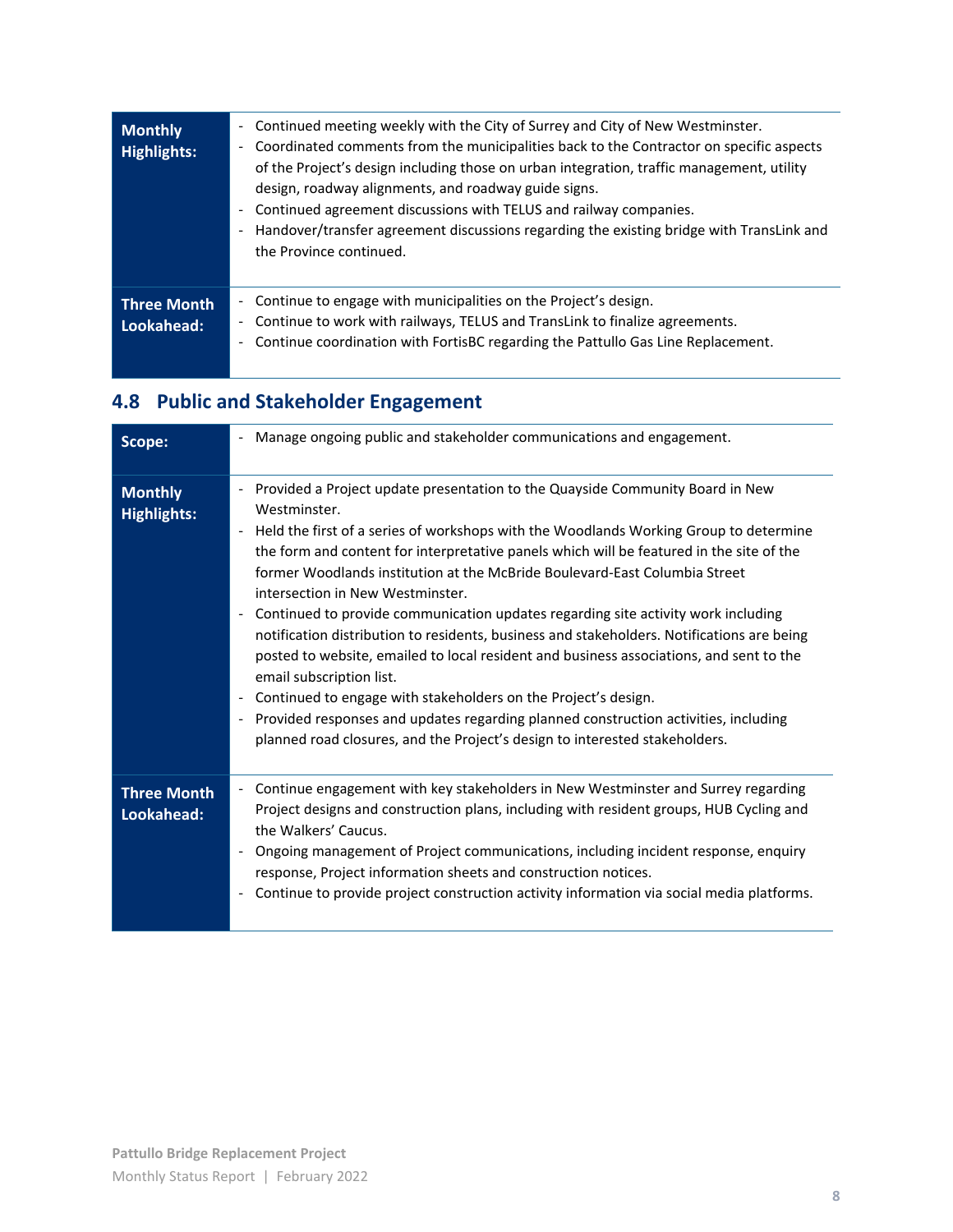| | |
|---|---|
| **Monthly Highlights:** | - Continued meeting weekly with the City of Surrey and City of New Westminster.<br>- Coordinated comments from the municipalities back to the Contractor on specific aspects of the Project's design including those on urban integration, traffic management, utility design, roadway alignments, and roadway guide signs.<br>- Continued agreement discussions with TELUS and railway companies.<br>- Handover/transfer agreement discussions regarding the existing bridge with TransLink and the Province continued. |
| **Three Month Lookahead:** | - Continue to engage with municipalities on the Project's design.<br>- Continue to work with railways, TELUS and TransLink to finalize agreements.<br>- Continue coordination with FortisBC regarding the Pattullo Gas Line Replacement. |

## 4.8 Public and Stakeholder Engagement

| | |
|---|---|
| **Scope:** | - Manage ongoing public and stakeholder communications and engagement. |
| **Monthly Highlights:** | - Provided a Project update presentation to the Quayside Community Board in New Westminster.<br>- Held the first of a series of workshops with the Woodlands Working Group to determine the form and content for interpretative panels which will be featured in the site of the former Woodlands institution at the McBride Boulevard-East Columbia Street intersection in New Westminster.<br>- Continued to provide communication updates regarding site activity work including notification distribution to residents, business and stakeholders. Notifications are being posted to website, emailed to local resident and business associations, and sent to the email subscription list.<br>- Continued to engage with stakeholders on the Project's design.<br>- Provided responses and updates regarding planned construction activities, including planned road closures, and the Project's design to interested stakeholders. |
| **Three Month Lookahead:** | - Continue engagement with key stakeholders in New Westminster and Surrey regarding Project designs and construction plans, including with resident groups, HUB Cycling and the Walkers' Caucus.<br>- Ongoing management of Project communications, including incident response, enquiry response, Project information sheets and construction notices.<br>- Continue to provide project construction activity information via social media platforms. |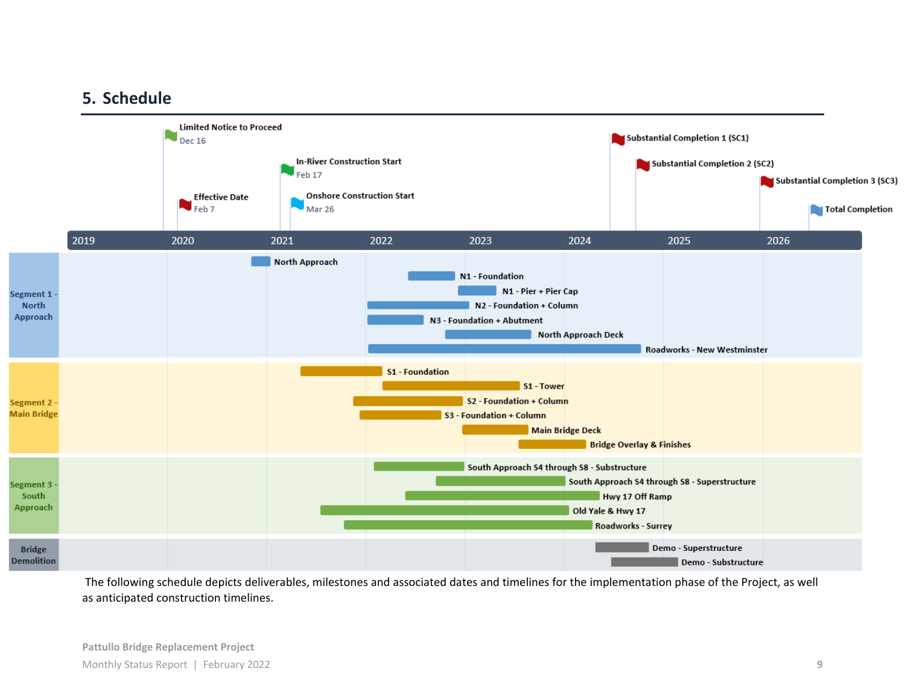## 5. Schedule

**Milestones:**

- Limited Notice to Proceed – Dec 16
- Effective Date – Feb 7
- In-River Construction Start – Feb 17
- Onshore Construction Start – Mar 26
- Substantial Completion 1 (SC1)
- Substantial Completion 2 (SC2)
- Substantial Completion 3 (SC3)
- Total Completion

**Timeline:** 2019 | 2020 | 2021 | 2022 | 2023 | 2024 | 2025 | 2026

**Segment 1 - North Approach**

- North Approach
- N1 - Foundation
- N1 - Pier + Pier Cap
- N2 - Foundation + Column
- N3 - Foundation + Abutment
- North Approach Deck
- Roadworks - New Westminster

**Segment 2 - Main Bridge**

- S1 - Foundation
- S1 - Tower
- S2 - Foundation + Column
- S3 - Foundation + Column
- Main Bridge Deck
- Bridge Overlay & Finishes

**Segment 3 - South Approach**

- South Approach S4 through S8 - Substructure
- South Approach S4 through S8 - Superstructure
- Hwy 17 Off Ramp
- Old Yale & Hwy 17
- Roadworks - Surrey

**Bridge Demolition**

- Demo - Superstructure
- Demo - Substructure

The following schedule depicts deliverables, milestones and associated dates and timelines for the implementation phase of the Project, as well as anticipated construction timelines.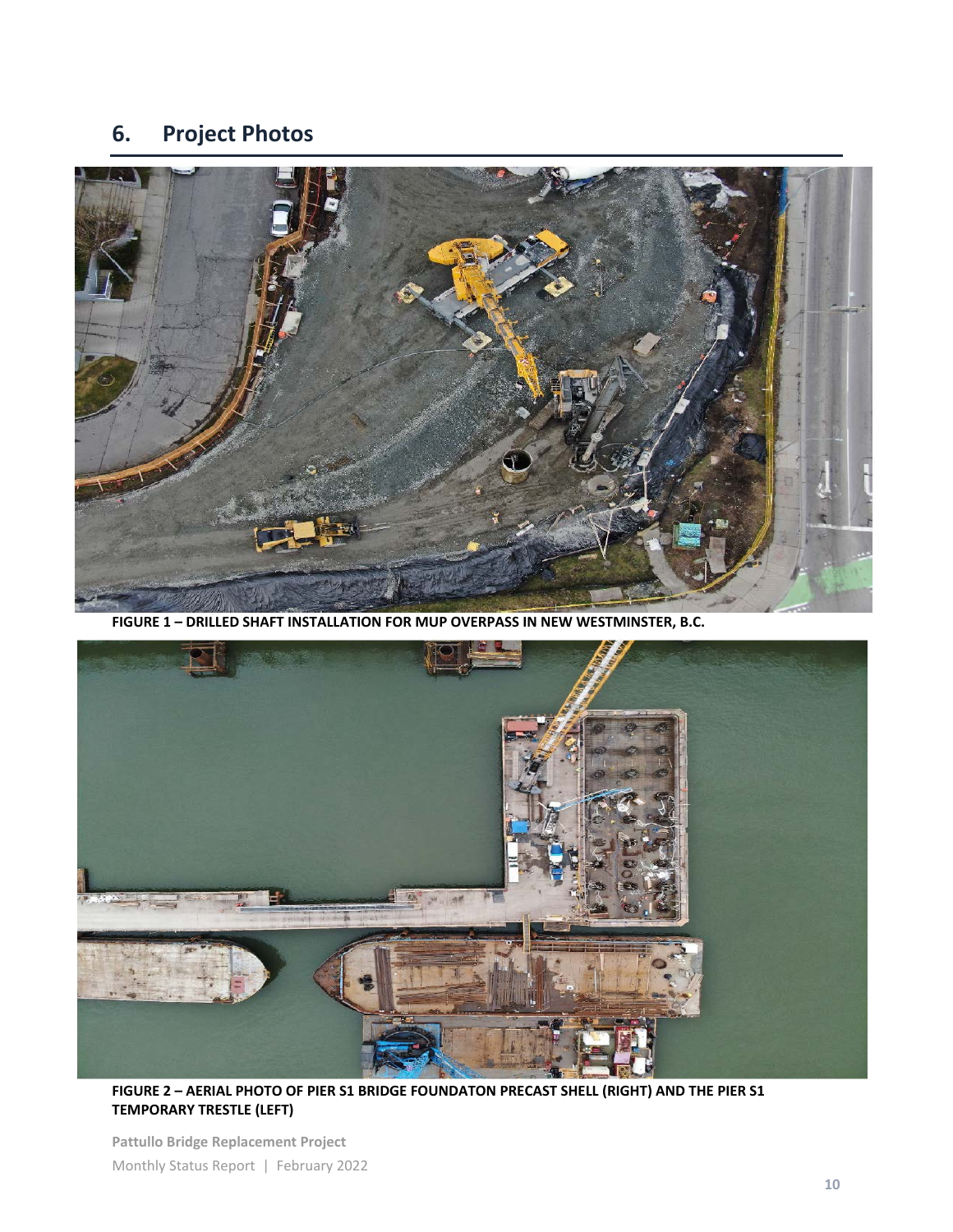## 6. Project Photos

FIGURE 1 – DRILLED SHAFT INSTALLATION FOR MUP OVERPASS IN NEW WESTMINSTER, B.C.

FIGURE 2 – AERIAL PHOTO OF PIER S1 BRIDGE FOUNDATON PRECAST SHELL (RIGHT) AND THE PIER S1 TEMPORARY TRESTLE (LEFT)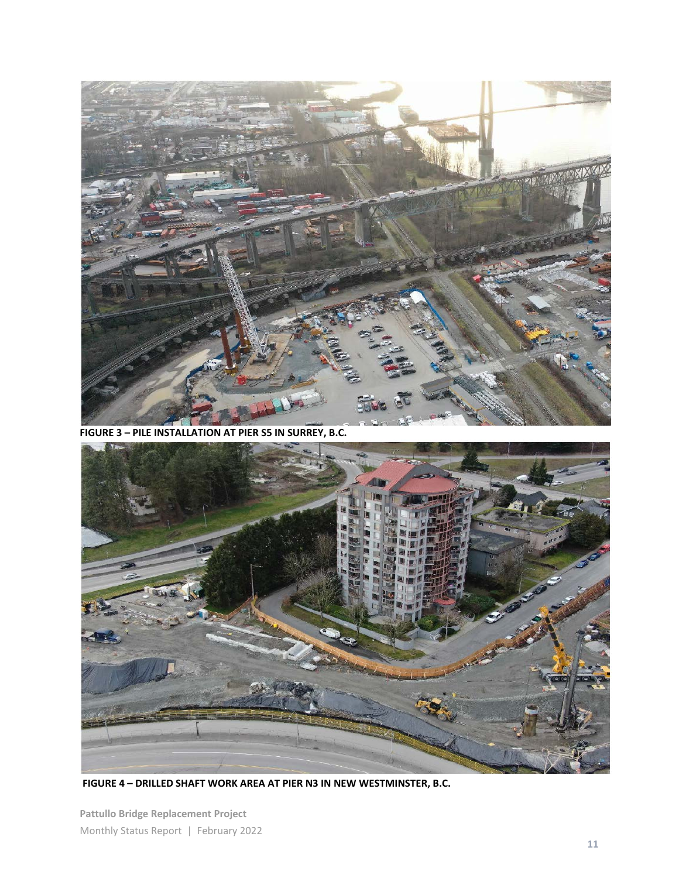**FIGURE 3 – PILE INSTALLATION AT PIER S5 IN SURREY, B.C.**

**FIGURE 4 – DRILLED SHAFT WORK AREA AT PIER N3 IN NEW WESTMINSTER, B.C.**